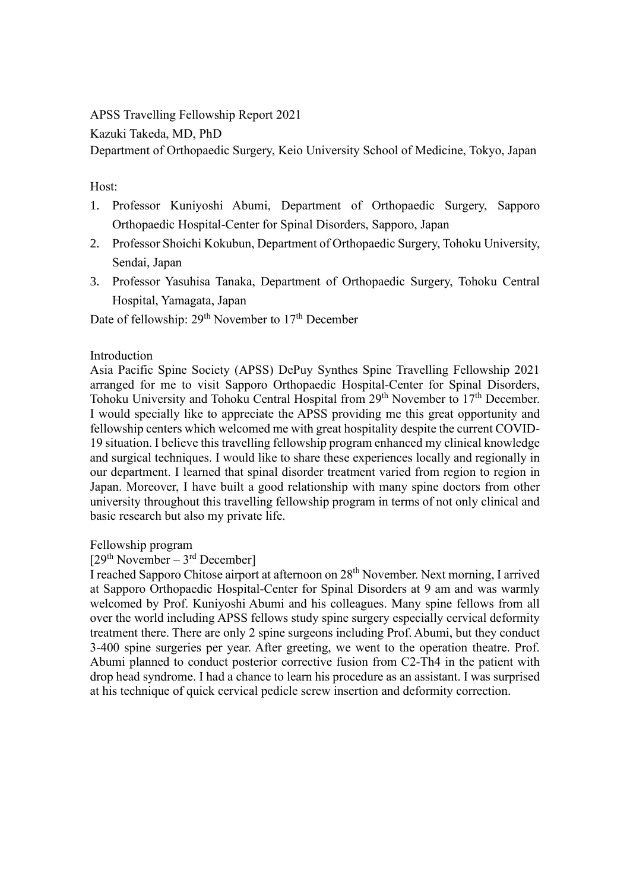APSS Travelling Fellowship Report 2021

Kazuki Takeda, MD, PhD

Department of Orthopaedic Surgery, Keio University School of Medicine, Tokyo, Japan

Host:

1. Professor Kuniyoshi Abumi, Department of Orthopaedic Surgery, Sapporo Orthopaedic Hospital-Center for Spinal Disorders, Sapporo, Japan
2. Professor Shoichi Kokubun, Department of Orthopaedic Surgery, Tohoku University, Sendai, Japan
3. Professor Yasuhisa Tanaka, Department of Orthopaedic Surgery, Tohoku Central Hospital, Yamagata, Japan

Date of fellowship: 29th November to 17th December

Introduction

Asia Pacific Spine Society (APSS) DePuy Synthes Spine Travelling Fellowship 2021 arranged for me to visit Sapporo Orthopaedic Hospital-Center for Spinal Disorders, Tohoku University and Tohoku Central Hospital from 29th November to 17th December. I would specially like to appreciate the APSS providing me this great opportunity and fellowship centers which welcomed me with great hospitality despite the current COVID-19 situation. I believe this travelling fellowship program enhanced my clinical knowledge and surgical techniques. I would like to share these experiences locally and regionally in our department. I learned that spinal disorder treatment varied from region to region in Japan. Moreover, I have built a good relationship with many spine doctors from other university throughout this travelling fellowship program in terms of not only clinical and basic research but also my private life.

Fellowship program

[29th November – 3rd December]

I reached Sapporo Chitose airport at afternoon on 28th November. Next morning, I arrived at Sapporo Orthopaedic Hospital-Center for Spinal Disorders at 9 am and was warmly welcomed by Prof. Kuniyoshi Abumi and his colleagues. Many spine fellows from all over the world including APSS fellows study spine surgery especially cervical deformity treatment there. There are only 2 spine surgeons including Prof. Abumi, but they conduct 3-400 spine surgeries per year. After greeting, we went to the operation theatre. Prof. Abumi planned to conduct posterior corrective fusion from C2-Th4 in the patient with drop head syndrome. I had a chance to learn his procedure as an assistant. I was surprised at his technique of quick cervical pedicle screw insertion and deformity correction.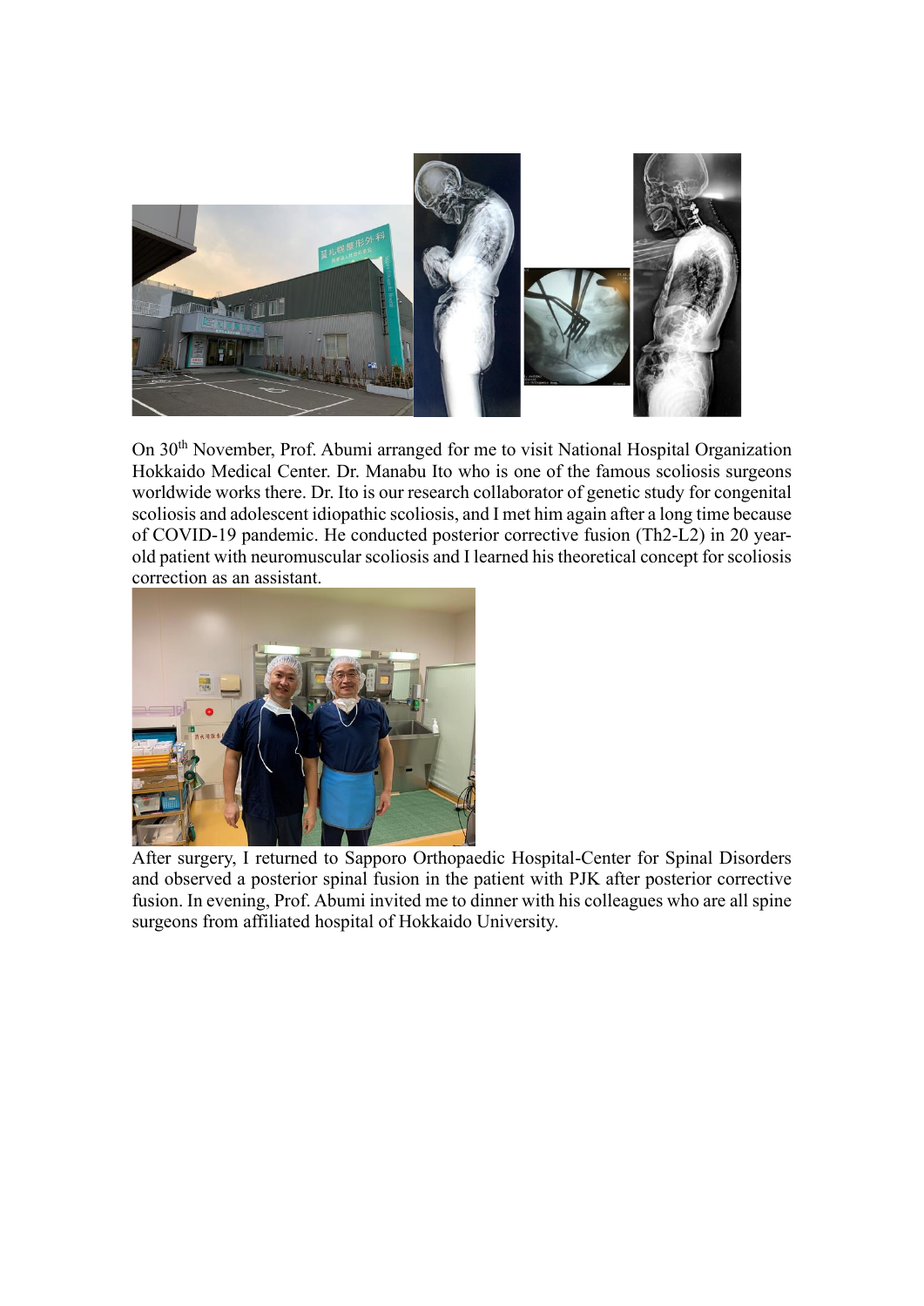On 30th November, Prof. Abumi arranged for me to visit National Hospital Organization Hokkaido Medical Center. Dr. Manabu Ito who is one of the famous scoliosis surgeons worldwide works there. Dr. Ito is our research collaborator of genetic study for congenital scoliosis and adolescent idiopathic scoliosis, and I met him again after a long time because of COVID-19 pandemic. He conducted posterior corrective fusion (Th2-L2) in 20 year-old patient with neuromuscular scoliosis and I learned his theoretical concept for scoliosis correction as an assistant.

After surgery, I returned to Sapporo Orthopaedic Hospital-Center for Spinal Disorders and observed a posterior spinal fusion in the patient with PJK after posterior corrective fusion. In evening, Prof. Abumi invited me to dinner with his colleagues who are all spine surgeons from affiliated hospital of Hokkaido University.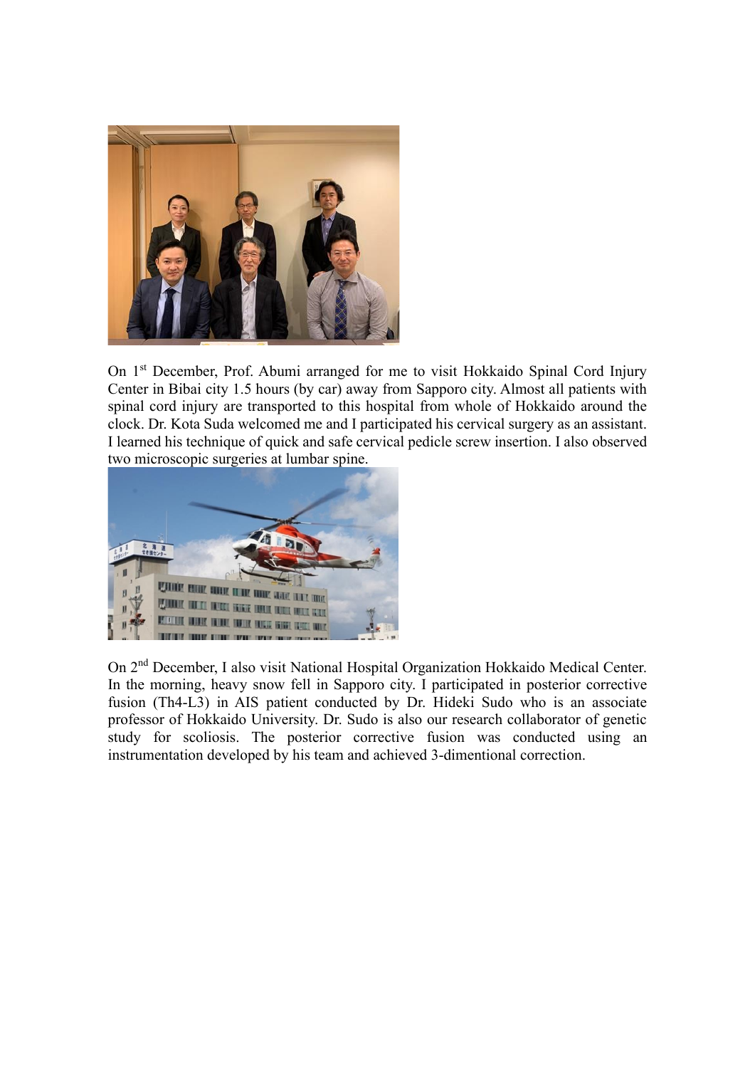On 1st December, Prof. Abumi arranged for me to visit Hokkaido Spinal Cord Injury Center in Bibai city 1.5 hours (by car) away from Sapporo city. Almost all patients with spinal cord injury are transported to this hospital from whole of Hokkaido around the clock. Dr. Kota Suda welcomed me and I participated his cervical surgery as an assistant. I learned his technique of quick and safe cervical pedicle screw insertion. I also observed two microscopic surgeries at lumbar spine.

On 2nd December, I also visit National Hospital Organization Hokkaido Medical Center. In the morning, heavy snow fell in Sapporo city. I participated in posterior corrective fusion (Th4-L3) in AIS patient conducted by Dr. Hideki Sudo who is an associate professor of Hokkaido University. Dr. Sudo is also our research collaborator of genetic study for scoliosis. The posterior corrective fusion was conducted using an instrumentation developed by his team and achieved 3-dimentional correction.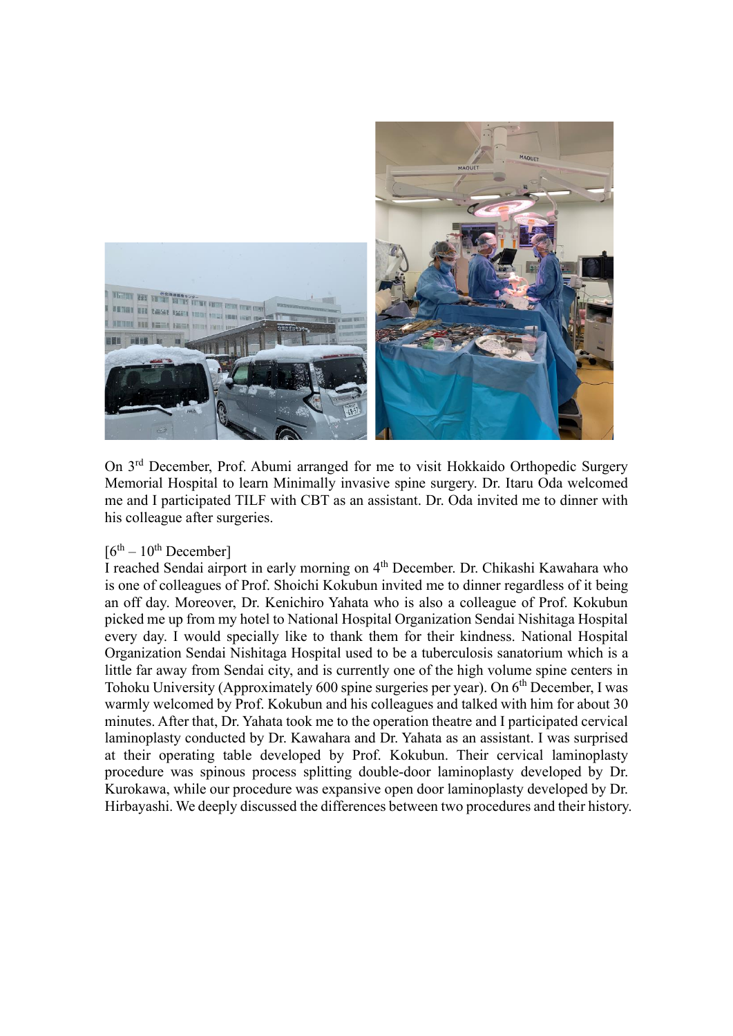On 3rd December, Prof. Abumi arranged for me to visit Hokkaido Orthopedic Surgery Memorial Hospital to learn Minimally invasive spine surgery. Dr. Itaru Oda welcomed me and I participated TILF with CBT as an assistant. Dr. Oda invited me to dinner with his colleague after surgeries.

[6th – 10th December]

I reached Sendai airport in early morning on 4th December. Dr. Chikashi Kawahara who is one of colleagues of Prof. Shoichi Kokubun invited me to dinner regardless of it being an off day. Moreover, Dr. Kenichiro Yahata who is also a colleague of Prof. Kokubun picked me up from my hotel to National Hospital Organization Sendai Nishitaga Hospital every day. I would specially like to thank them for their kindness. National Hospital Organization Sendai Nishitaga Hospital used to be a tuberculosis sanatorium which is a little far away from Sendai city, and is currently one of the high volume spine centers in Tohoku University (Approximately 600 spine surgeries per year). On 6th December, I was warmly welcomed by Prof. Kokubun and his colleagues and talked with him for about 30 minutes. After that, Dr. Yahata took me to the operation theatre and I participated cervical laminoplasty conducted by Dr. Kawahara and Dr. Yahata as an assistant. I was surprised at their operating table developed by Prof. Kokubun. Their cervical laminoplasty procedure was spinous process splitting double-door laminoplasty developed by Dr. Kurokawa, while our procedure was expansive open door laminoplasty developed by Dr. Hirbayashi. We deeply discussed the differences between two procedures and their history.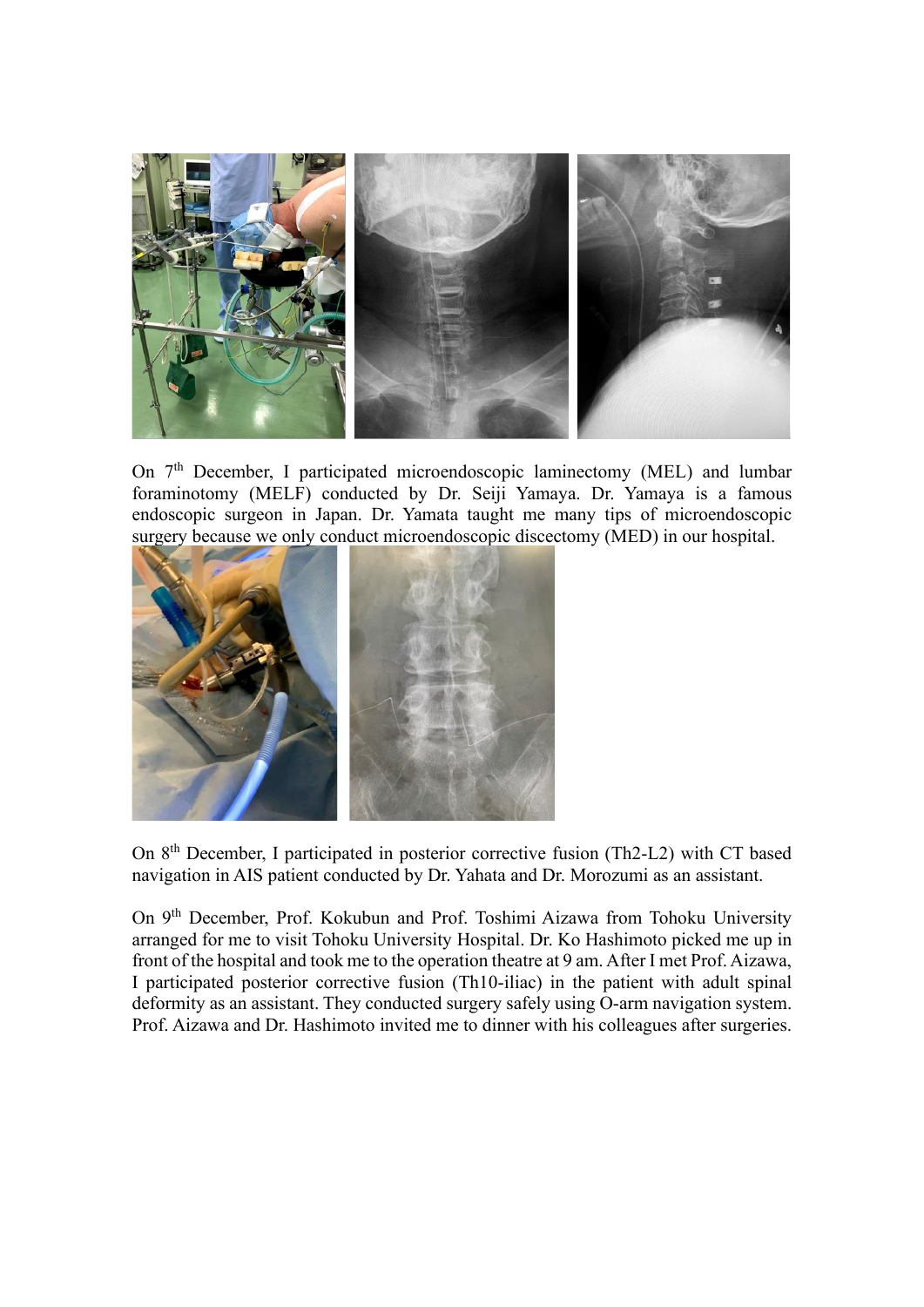On 7th December, I participated microendoscopic laminectomy (MEL) and lumbar foraminotomy (MELF) conducted by Dr. Seiji Yamaya. Dr. Yamaya is a famous endoscopic surgeon in Japan. Dr. Yamata taught me many tips of microendoscopic surgery because we only conduct microendoscopic discectomy (MED) in our hospital.

On 8th December, I participated in posterior corrective fusion (Th2-L2) with CT based navigation in AIS patient conducted by Dr. Yahata and Dr. Morozumi as an assistant.

On 9th December, Prof. Kokubun and Prof. Toshimi Aizawa from Tohoku University arranged for me to visit Tohoku University Hospital. Dr. Ko Hashimoto picked me up in front of the hospital and took me to the operation theatre at 9 am. After I met Prof. Aizawa, I participated posterior corrective fusion (Th10-iliac) in the patient with adult spinal deformity as an assistant. They conducted surgery safely using O-arm navigation system. Prof. Aizawa and Dr. Hashimoto invited me to dinner with his colleagues after surgeries.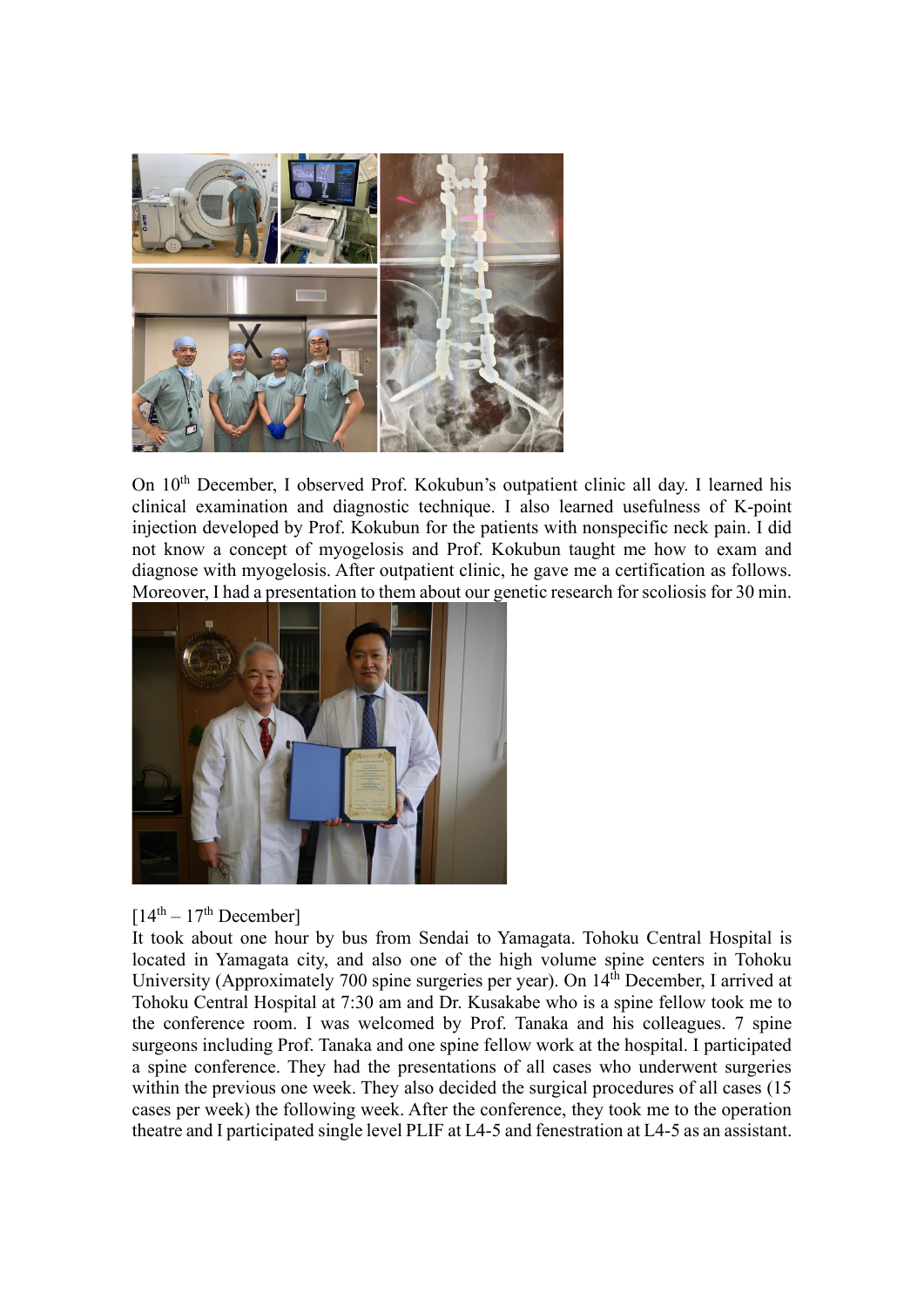On 10th December, I observed Prof. Kokubun's outpatient clinic all day. I learned his clinical examination and diagnostic technique. I also learned usefulness of K-point injection developed by Prof. Kokubun for the patients with nonspecific neck pain. I did not know a concept of myogelosis and Prof. Kokubun taught me how to exam and diagnose with myogelosis. After outpatient clinic, he gave me a certification as follows. Moreover, I had a presentation to them about our genetic research for scoliosis for 30 min.

[14th – 17th December]

It took about one hour by bus from Sendai to Yamagata. Tohoku Central Hospital is located in Yamagata city, and also one of the high volume spine centers in Tohoku University (Approximately 700 spine surgeries per year). On 14th December, I arrived at Tohoku Central Hospital at 7:30 am and Dr. Kusakabe who is a spine fellow took me to the conference room. I was welcomed by Prof. Tanaka and his colleagues. 7 spine surgeons including Prof. Tanaka and one spine fellow work at the hospital. I participated a spine conference. They had the presentations of all cases who underwent surgeries within the previous one week. They also decided the surgical procedures of all cases (15 cases per week) the following week. After the conference, they took me to the operation theatre and I participated single level PLIF at L4-5 and fenestration at L4-5 as an assistant.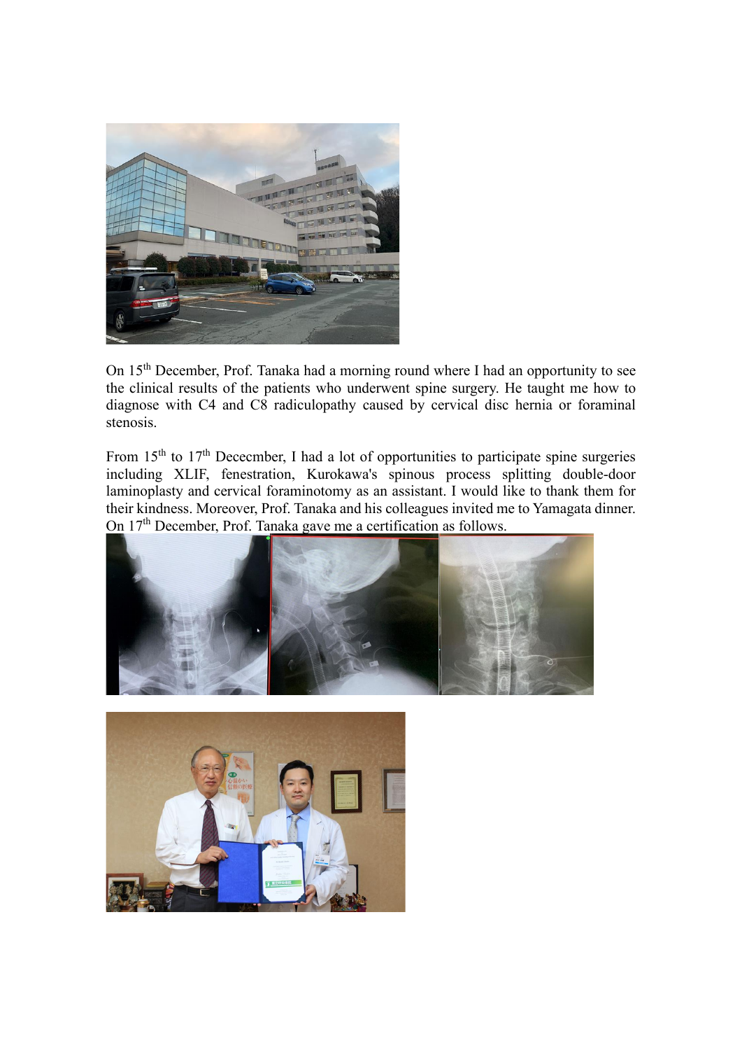On 15th December, Prof. Tanaka had a morning round where I had an opportunity to see the clinical results of the patients who underwent spine surgery. He taught me how to diagnose with C4 and C8 radiculopathy caused by cervical disc hernia or foraminal stenosis.

From 15th to 17th Dececmber, I had a lot of opportunities to participate spine surgeries including XLIF, fenestration, Kurokawa's spinous process splitting double-door laminoplasty and cervical foraminotomy as an assistant. I would like to thank them for their kindness. Moreover, Prof. Tanaka and his colleagues invited me to Yamagata dinner. On 17th December, Prof. Tanaka gave me a certification as follows.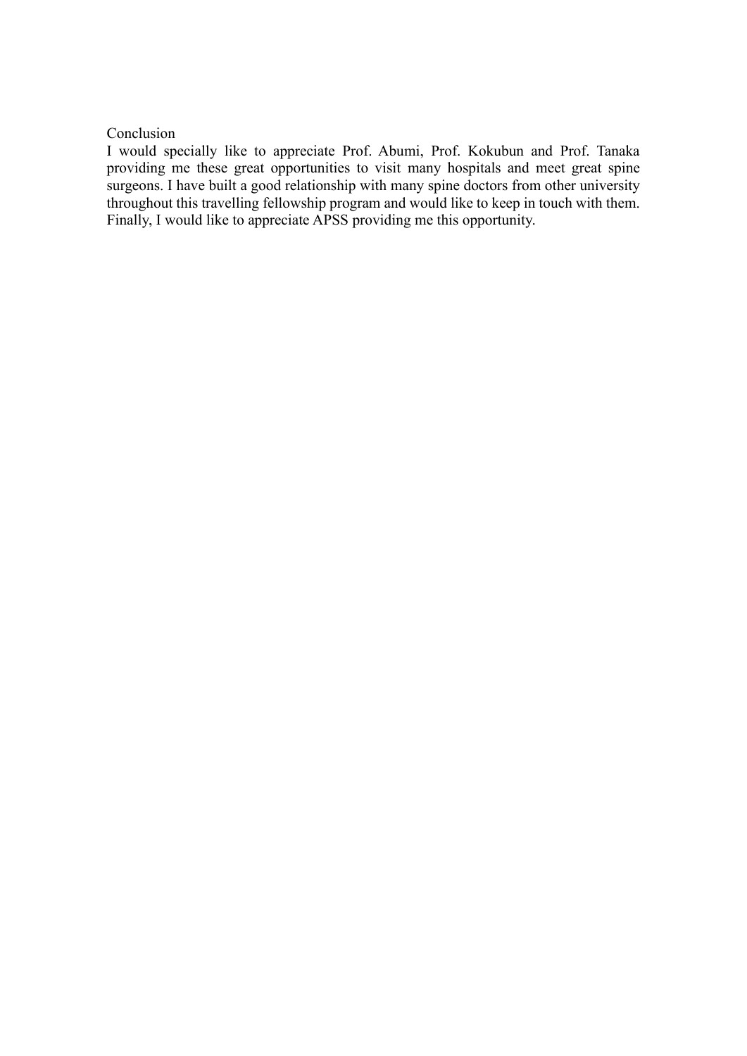## Conclusion

I would specially like to appreciate Prof. Abumi, Prof. Kokubun and Prof. Tanaka providing me these great opportunities to visit many hospitals and meet great spine surgeons. I have built a good relationship with many spine doctors from other university throughout this travelling fellowship program and would like to keep in touch with them. Finally, I would like to appreciate APSS providing me this opportunity.